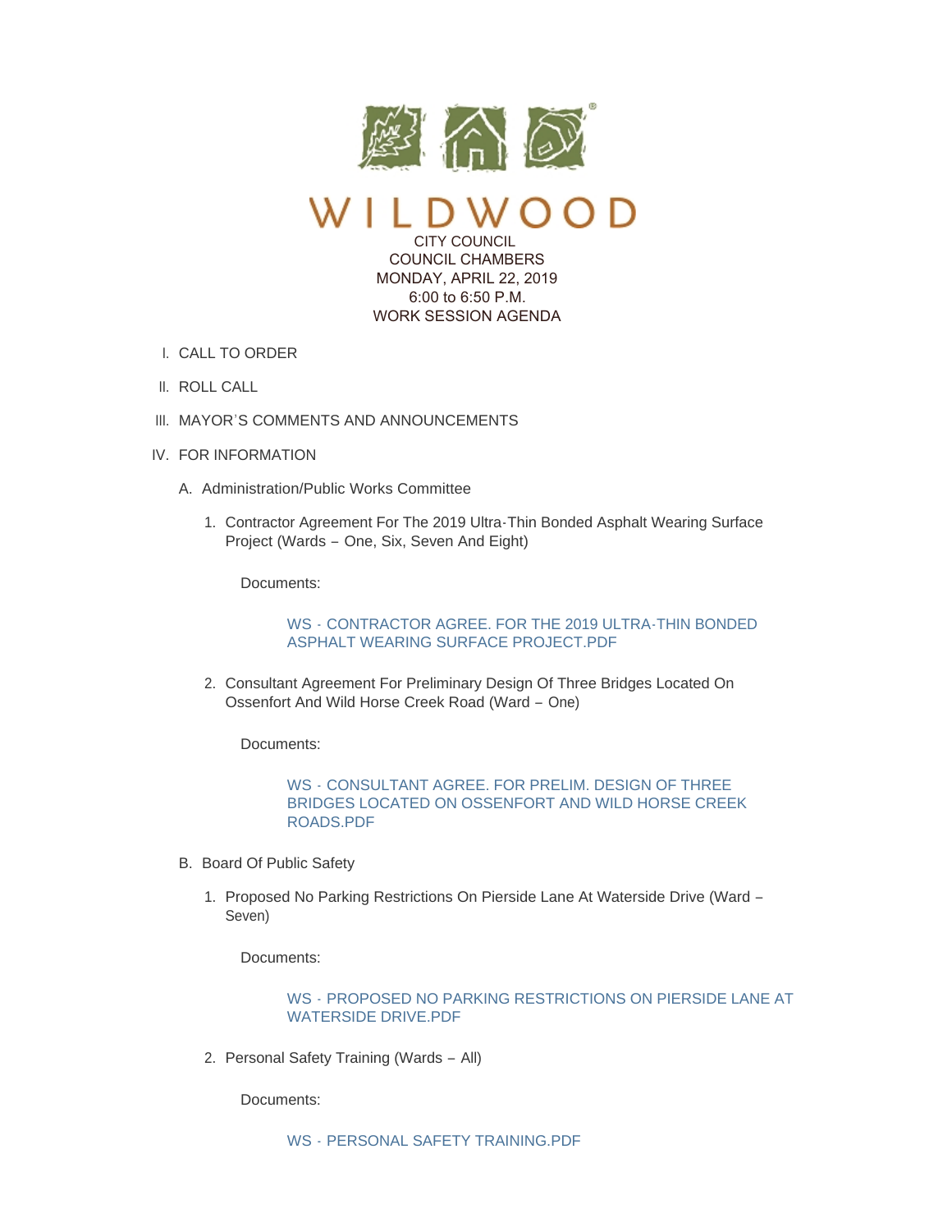# WILDWOOD

CITY COUNCIL
COUNCIL CHAMBERS
MONDAY, APRIL 22, 2019
6:00 to 6:50 P.M.
WORK SESSION AGENDA

I. CALL TO ORDER

II. ROLL CALL

III. MAYOR'S COMMENTS AND ANNOUNCEMENTS

IV. FOR INFORMATION

   A. Administration/Public Works Committee

      1. Contractor Agreement For The 2019 Ultra-Thin Bonded Asphalt Wearing Surface Project (Wards – One, Six, Seven And Eight)

         Documents:

         WS - CONTRACTOR AGREE. FOR THE 2019 ULTRA-THIN BONDED ASPHALT WEARING SURFACE PROJECT.PDF

      2. Consultant Agreement For Preliminary Design Of Three Bridges Located On Ossenfort And Wild Horse Creek Road (Ward – One)

         Documents:

         WS - CONSULTANT AGREE. FOR PRELIM. DESIGN OF THREE BRIDGES LOCATED ON OSSENFORT AND WILD HORSE CREEK ROADS.PDF

   B. Board Of Public Safety

      1. Proposed No Parking Restrictions On Pierside Lane At Waterside Drive (Ward – Seven)

         Documents:

         WS - PROPOSED NO PARKING RESTRICTIONS ON PIERSIDE LANE AT WATERSIDE DRIVE.PDF

      2. Personal Safety Training (Wards – All)

         Documents:

         WS - PERSONAL SAFETY TRAINING.PDF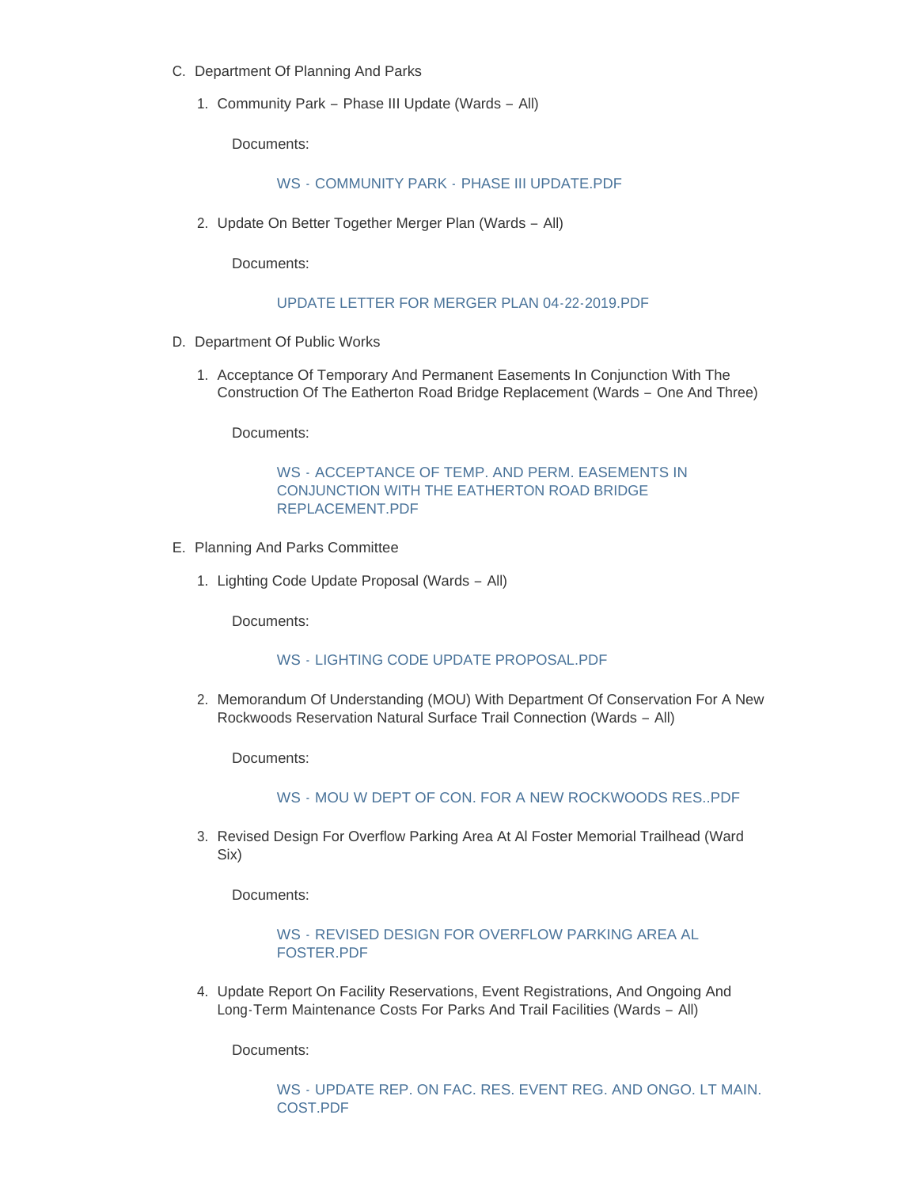C. Department Of Planning And Parks

   1. Community Park – Phase III Update (Wards – All)

      Documents:

      WS - COMMUNITY PARK - PHASE III UPDATE.PDF

   2. Update On Better Together Merger Plan (Wards – All)

      Documents:

      UPDATE LETTER FOR MERGER PLAN 04-22-2019.PDF

D. Department Of Public Works

   1. Acceptance Of Temporary And Permanent Easements In Conjunction With The Construction Of The Eatherton Road Bridge Replacement (Wards – One And Three)

      Documents:

      WS - ACCEPTANCE OF TEMP. AND PERM. EASEMENTS IN CONJUNCTION WITH THE EATHERTON ROAD BRIDGE REPLACEMENT.PDF

E. Planning And Parks Committee

   1. Lighting Code Update Proposal (Wards – All)

      Documents:

      WS - LIGHTING CODE UPDATE PROPOSAL.PDF

   2. Memorandum Of Understanding (MOU) With Department Of Conservation For A New Rockwoods Reservation Natural Surface Trail Connection (Wards – All)

      Documents:

      WS - MOU W DEPT OF CON. FOR A NEW ROCKWOODS RES..PDF

   3. Revised Design For Overflow Parking Area At Al Foster Memorial Trailhead (Ward Six)

      Documents:

      WS - REVISED DESIGN FOR OVERFLOW PARKING AREA AL FOSTER.PDF

   4. Update Report On Facility Reservations, Event Registrations, And Ongoing And Long-Term Maintenance Costs For Parks And Trail Facilities (Wards – All)

      Documents:

      WS - UPDATE REP. ON FAC. RES. EVENT REG. AND ONGO. LT MAIN. COST.PDF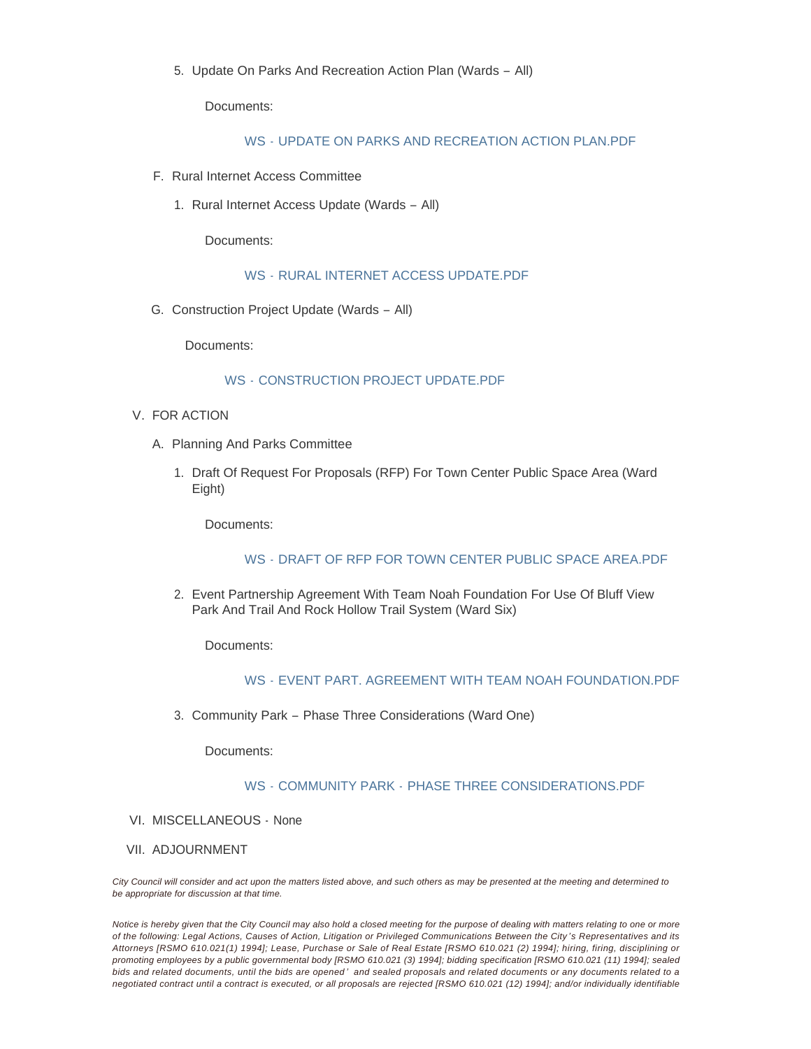5. Update On Parks And Recreation Action Plan (Wards – All)

   Documents:

   WS - UPDATE ON PARKS AND RECREATION ACTION PLAN.PDF

F. Rural Internet Access Committee

1. Rural Internet Access Update (Wards – All)

   Documents:

   WS - RURAL INTERNET ACCESS UPDATE.PDF

G. Construction Project Update (Wards – All)

   Documents:

   WS - CONSTRUCTION PROJECT UPDATE.PDF

V. FOR ACTION

A. Planning And Parks Committee

1. Draft Of Request For Proposals (RFP) For Town Center Public Space Area (Ward Eight)

   Documents:

   WS - DRAFT OF RFP FOR TOWN CENTER PUBLIC SPACE AREA.PDF

2. Event Partnership Agreement With Team Noah Foundation For Use Of Bluff View Park And Trail And Rock Hollow Trail System (Ward Six)

   Documents:

   WS - EVENT PART. AGREEMENT WITH TEAM NOAH FOUNDATION.PDF

3. Community Park – Phase Three Considerations (Ward One)

   Documents:

   WS - COMMUNITY PARK - PHASE THREE CONSIDERATIONS.PDF

VI. MISCELLANEOUS - None

VII. ADJOURNMENT

*City Council will consider and act upon the matters listed above, and such others as may be presented at the meeting and determined to be appropriate for discussion at that time.*

*Notice is hereby given that the City Council may also hold a closed meeting for the purpose of dealing with matters relating to one or more of the following: Legal Actions, Causes of Action, Litigation or Privileged Communications Between the City's Representatives and its Attorneys [RSMO 610.021(1) 1994]; Lease, Purchase or Sale of Real Estate [RSMO 610.021 (2) 1994]; hiring, firing, disciplining or promoting employees by a public governmental body [RSMO 610.021 (3) 1994]; bidding specification [RSMO 610.021 (11) 1994]; sealed bids and related documents, until the bids are opened' and sealed proposals and related documents or any documents related to a negotiated contract until a contract is executed, or all proposals are rejected [RSMO 610.021 (12) 1994]; and/or individually identifiable*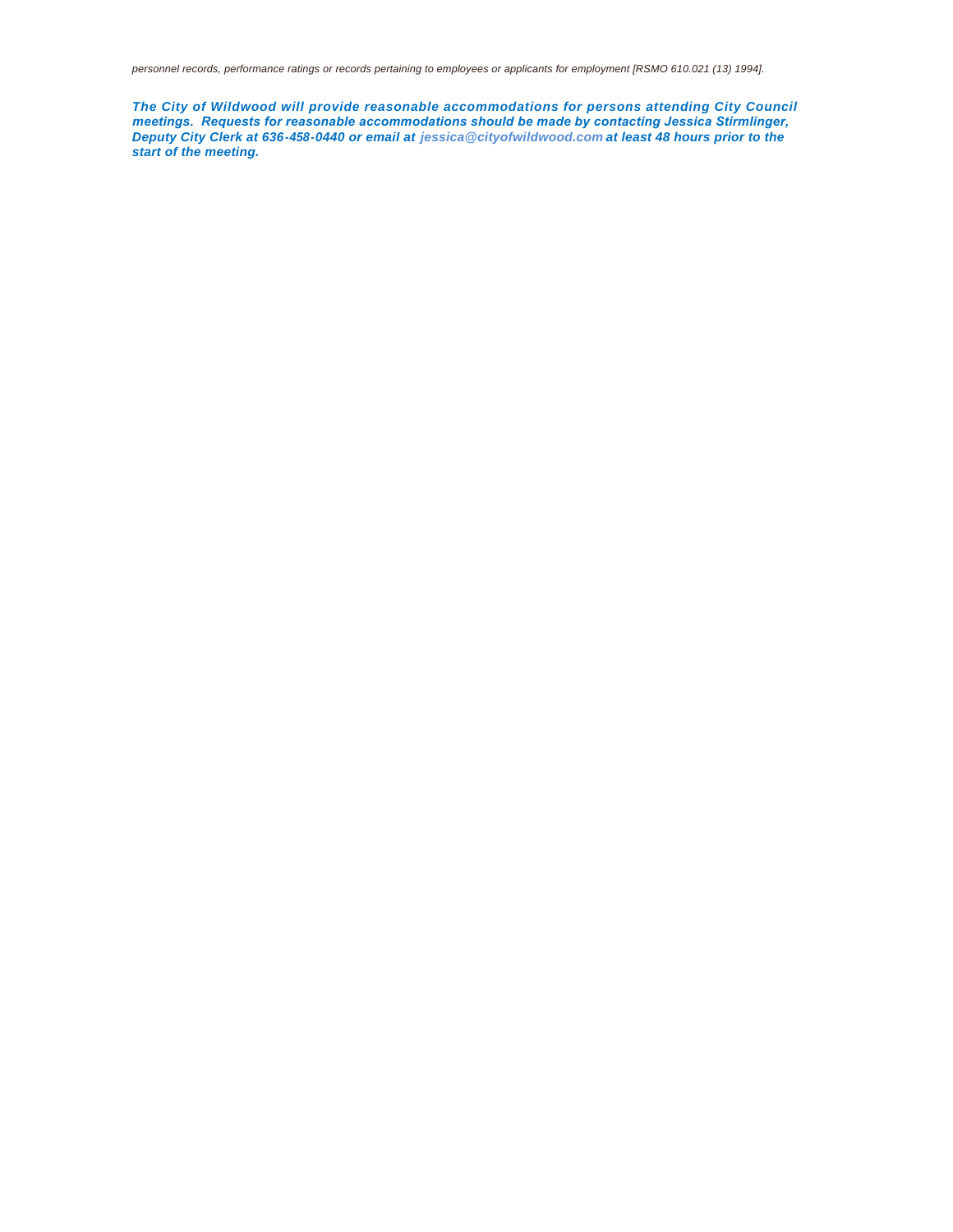*personnel records, performance ratings or records pertaining to employees or applicants for employment [RSMO 610.021 (13) 1994].*

***The City of Wildwood will provide reasonable accommodations for persons attending City Council meetings. Requests for reasonable accommodations should be made by contacting Jessica Stirmlinger, Deputy City Clerk at 636-458-0440 or email at jessica@cityofwildwood.com at least 48 hours prior to the start of the meeting.***